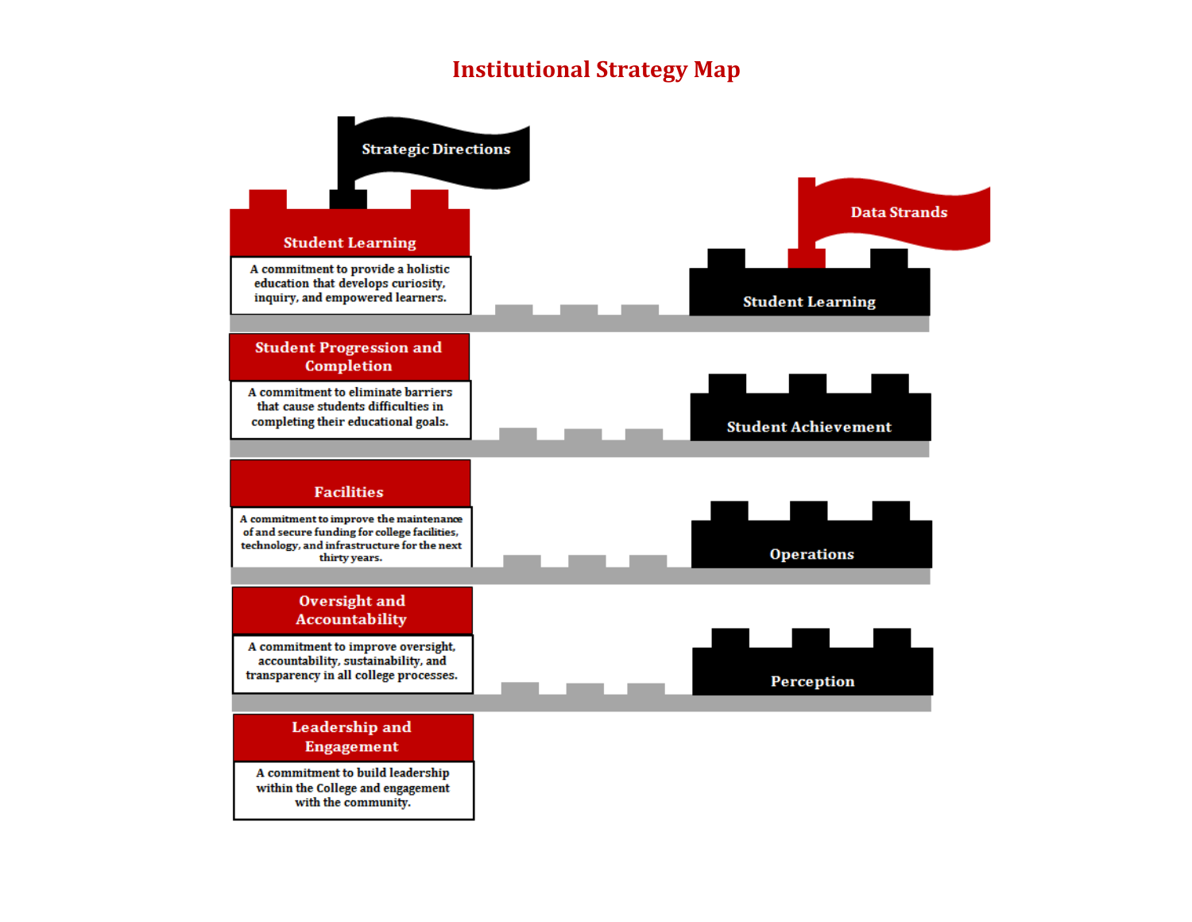# Institutional Strategy Map

## Strategic Directions

**Student Learning**

A commitment to provide a holistic education that develops curiosity, inquiry, and empowered learners.

**Student Progression and Completion**

A commitment to eliminate barriers that cause students difficulties in completing their educational goals.

**Facilities**

A commitment to improve the maintenance of and secure funding for college facilities, technology, and infrastructure for the next thirty years.

**Oversight and Accountability**

A commitment to improve oversight, accountability, sustainability, and transparency in all college processes.

**Leadership and Engagement**

A commitment to build leadership within the College and engagement with the community.

## Data Strands

- Student Learning
- Student Achievement
- Operations
- Perception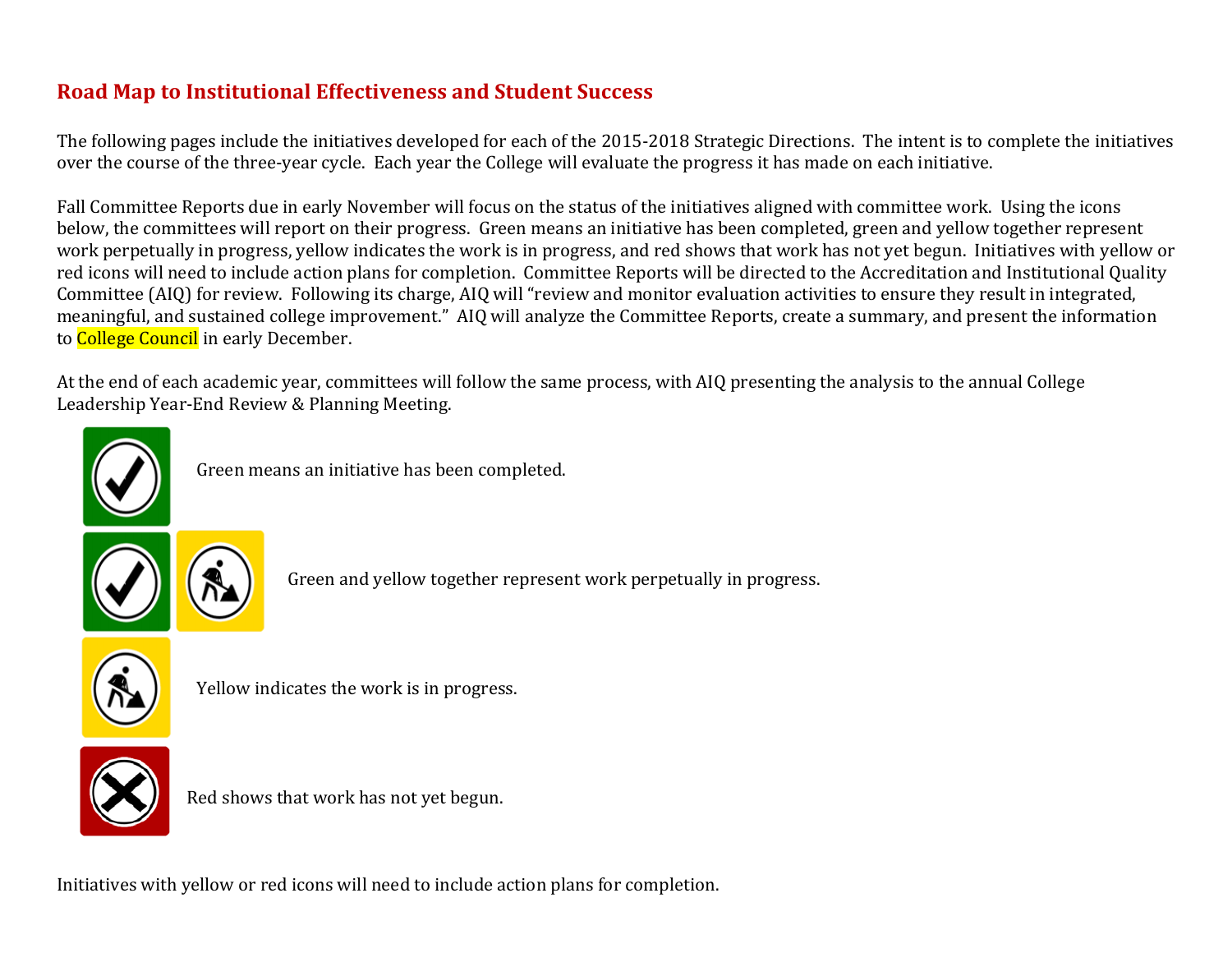## Road Map to Institutional Effectiveness and Student Success

The following pages include the initiatives developed for each of the 2015-2018 Strategic Directions. The intent is to complete the initiatives over the course of the three-year cycle. Each year the College will evaluate the progress it has made on each initiative.

Fall Committee Reports due in early November will focus on the status of the initiatives aligned with committee work. Using the icons below, the committees will report on their progress. Green means an initiative has been completed, green and yellow together represent work perpetually in progress, yellow indicates the work is in progress, and red shows that work has not yet begun. Initiatives with yellow or red icons will need to include action plans for completion. Committee Reports will be directed to the Accreditation and Institutional Quality Committee (AIQ) for review. Following its charge, AIQ will "review and monitor evaluation activities to ensure they result in integrated, meaningful, and sustained college improvement." AIQ will analyze the Committee Reports, create a summary, and present the information to College Council in early December.

At the end of each academic year, committees will follow the same process, with AIQ presenting the analysis to the annual College Leadership Year-End Review & Planning Meeting.

Green means an initiative has been completed.

Green and yellow together represent work perpetually in progress.

Yellow indicates the work is in progress.

Red shows that work has not yet begun.

Initiatives with yellow or red icons will need to include action plans for completion.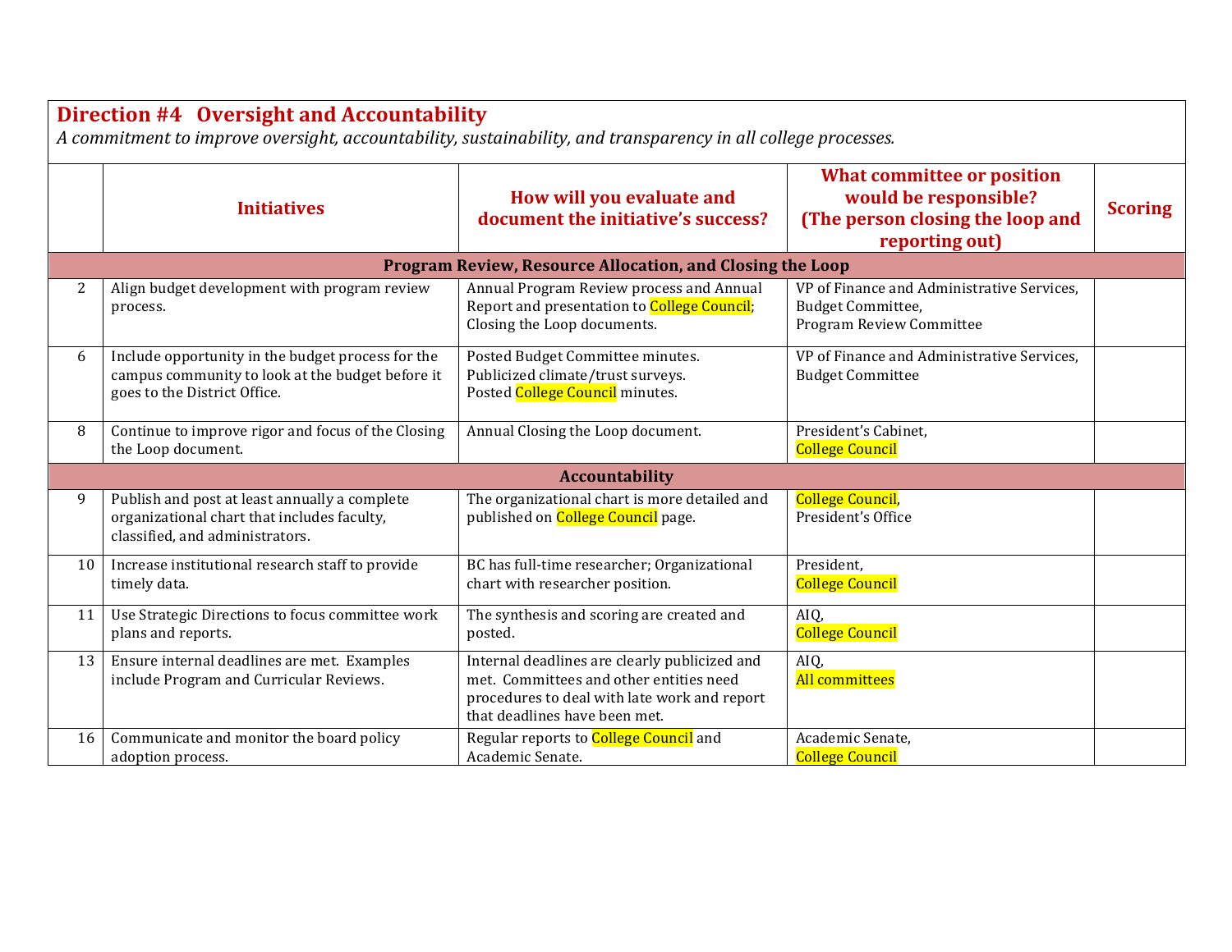## Direction #4 Oversight and Accountability

*A commitment to improve oversight, accountability, sustainability, and transparency in all college processes.*

| | Initiatives | How will you evaluate and document the initiative's success? | What committee or position would be responsible? (The person closing the loop and reporting out) | Scoring |
|---|---|---|---|---|
| **Program Review, Resource Allocation, and Closing the Loop** | | | | |
| 2 | Align budget development with program review process. | Annual Program Review process and Annual Report and presentation to College Council; Closing the Loop documents. | VP of Finance and Administrative Services, Budget Committee, Program Review Committee | |
| 6 | Include opportunity in the budget process for the campus community to look at the budget before it goes to the District Office. | Posted Budget Committee minutes. Publicized climate/trust surveys. Posted College Council minutes. | VP of Finance and Administrative Services, Budget Committee | |
| 8 | Continue to improve rigor and focus of the Closing the Loop document. | Annual Closing the Loop document. | President's Cabinet, College Council | |
| **Accountability** | | | | |
| 9 | Publish and post at least annually a complete organizational chart that includes faculty, classified, and administrators. | The organizational chart is more detailed and published on College Council page. | College Council, President's Office | |
| 10 | Increase institutional research staff to provide timely data. | BC has full-time researcher; Organizational chart with researcher position. | President, College Council | |
| 11 | Use Strategic Directions to focus committee work plans and reports. | The synthesis and scoring are created and posted. | AIQ, College Council | |
| 13 | Ensure internal deadlines are met. Examples include Program and Curricular Reviews. | Internal deadlines are clearly publicized and met. Committees and other entities need procedures to deal with late work and report that deadlines have been met. | AIQ, All committees | |
| 16 | Communicate and monitor the board policy adoption process. | Regular reports to College Council and Academic Senate. | Academic Senate, College Council | |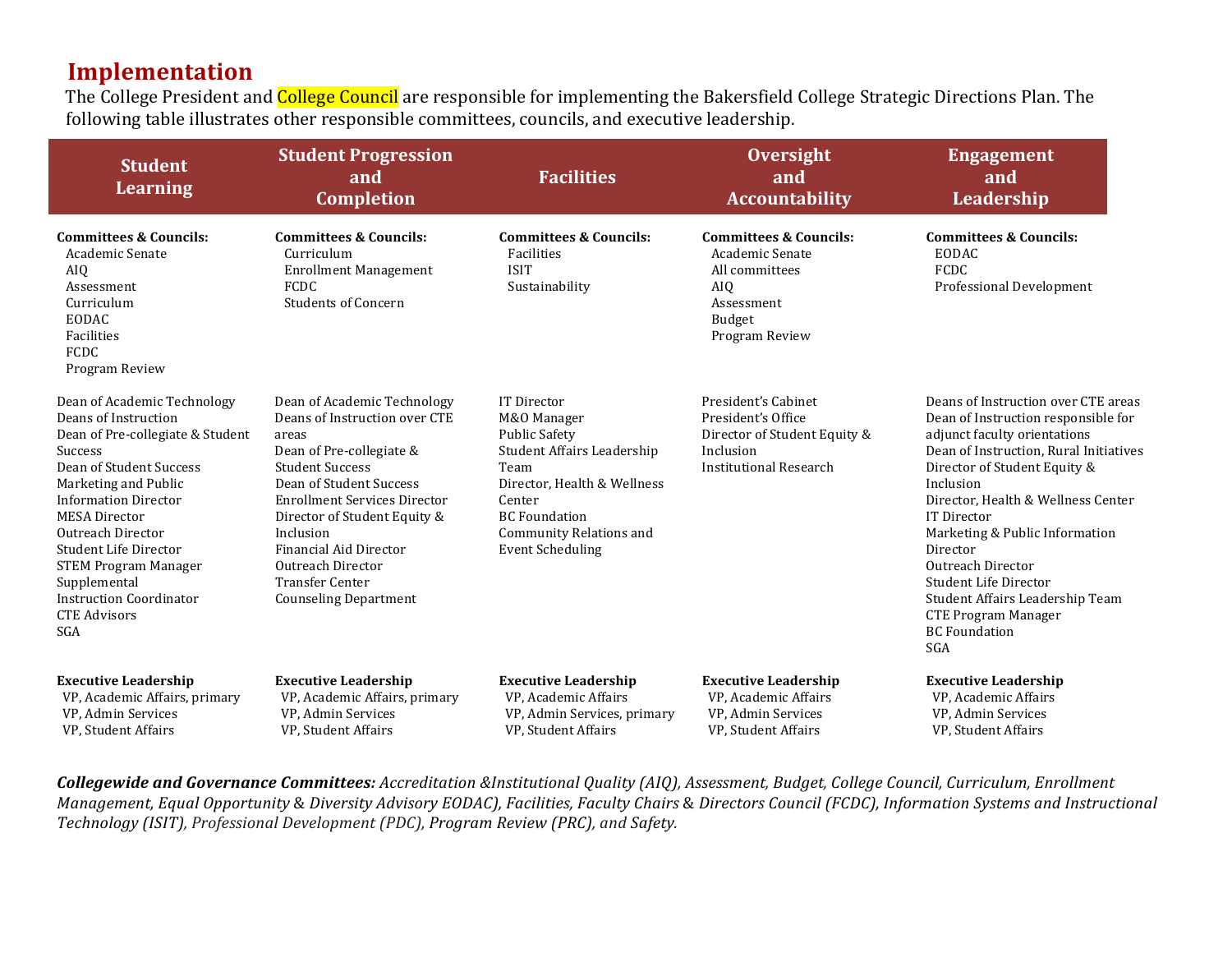## Implementation

The College President and College Council are responsible for implementing the Bakersfield College Strategic Directions Plan. The following table illustrates other responsible committees, councils, and executive leadership.

| Student Learning | Student Progression and Completion | Facilities | Oversight and Accountability | Engagement and Leadership |
|---|---|---|---|---|
| **Committees & Councils:**<br>Academic Senate<br>AIQ<br>Assessment<br>Curriculum<br>EODAC<br>Facilities<br>FCDC<br>Program Review | **Committees & Councils:**<br>Curriculum<br>Enrollment Management<br>FCDC<br>Students of Concern | **Committees & Councils:**<br>Facilities<br>ISIT<br>Sustainability | **Committees & Councils:**<br>Academic Senate<br>All committees<br>AIQ<br>Assessment<br>Budget<br>Program Review | **Committees & Councils:**<br>EODAC<br>FCDC<br>Professional Development |
| Dean of Academic Technology<br>Deans of Instruction<br>Dean of Pre-collegiate & Student Success<br>Dean of Student Success<br>Marketing and Public Information Director<br>MESA Director<br>Outreach Director<br>Student Life Director<br>STEM Program Manager<br>Supplemental Instruction Coordinator<br>CTE Advisors<br>SGA | Dean of Academic Technology<br>Deans of Instruction over CTE areas<br>Dean of Pre-collegiate & Student Success<br>Dean of Student Success<br>Enrollment Services Director<br>Director of Student Equity & Inclusion<br>Financial Aid Director<br>Outreach Director<br>Transfer Center<br>Counseling Department | IT Director<br>M&O Manager<br>Public Safety<br>Student Affairs Leadership Team<br>Director, Health & Wellness Center<br>BC Foundation<br>Community Relations and Event Scheduling | President's Cabinet<br>President's Office<br>Director of Student Equity & Inclusion<br>Institutional Research | Deans of Instruction over CTE areas<br>Dean of Instruction responsible for adjunct faculty orientations<br>Dean of Instruction, Rural Initiatives<br>Director of Student Equity & Inclusion<br>Director, Health & Wellness Center<br>IT Director<br>Marketing & Public Information Director<br>Outreach Director<br>Student Life Director<br>Student Affairs Leadership Team<br>CTE Program Manager<br>BC Foundation<br>SGA |
| **Executive Leadership**<br>VP, Academic Affairs, primary<br>VP, Admin Services<br>VP, Student Affairs | **Executive Leadership**<br>VP, Academic Affairs, primary<br>VP, Admin Services<br>VP, Student Affairs | **Executive Leadership**<br>VP, Academic Affairs<br>VP, Admin Services, primary<br>VP, Student Affairs | **Executive Leadership**<br>VP, Academic Affairs<br>VP, Admin Services<br>VP, Student Affairs | **Executive Leadership**<br>VP, Academic Affairs<br>VP, Admin Services<br>VP, Student Affairs |

***Collegewide and Governance Committees:*** *Accreditation &Institutional Quality (AIQ), Assessment, Budget, College Council, Curriculum, Enrollment Management, Equal Opportunity & Diversity Advisory EODAC), Facilities, Faculty Chairs & Directors Council (FCDC), Information Systems and Instructional Technology (ISIT), Professional Development (PDC), Program Review (PRC), and Safety.*